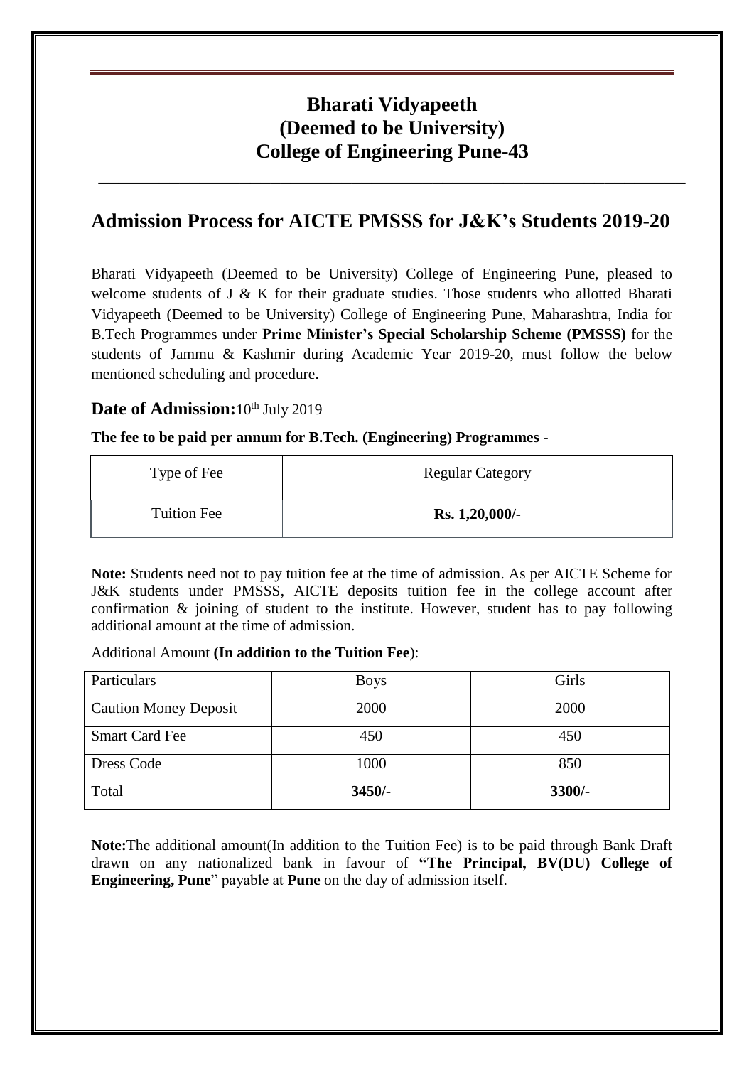# Bharati Vidyapeeth
# (Deemed to be University)
# College of Engineering Pune-43

## Admission Process for AICTE PMSSS for J&K's Students 2019-20

Bharati Vidyapeeth (Deemed to be University) College of Engineering Pune, pleased to welcome students of J & K for their graduate studies. Those students who allotted Bharati Vidyapeeth (Deemed to be University) College of Engineering Pune, Maharashtra, India for B.Tech Programmes under **Prime Minister's Special Scholarship Scheme (PMSSS)** for the students of Jammu & Kashmir during Academic Year 2019-20, must follow the below mentioned scheduling and procedure.

**Date of Admission:** 10th July 2019

**The fee to be paid per annum for B.Tech. (Engineering) Programmes -**

| Type of Fee | Regular Category |
|---|---|
| Tuition Fee | **Rs. 1,20,000/-** |

**Note:** Students need not to pay tuition fee at the time of admission. As per AICTE Scheme for J&K students under PMSSS, AICTE deposits tuition fee in the college account after confirmation & joining of student to the institute. However, student has to pay following additional amount at the time of admission.

Additional Amount **(In addition to the Tuition Fee)**:

| Particulars | Boys | Girls |
|---|---|---|
| Caution Money Deposit | 2000 | 2000 |
| Smart Card Fee | 450 | 450 |
| Dress Code | 1000 | 850 |
| Total | **3450/-** | **3300/-** |

**Note:** The additional amount(In addition to the Tuition Fee) is to be paid through Bank Draft drawn on any nationalized bank in favour of **"The Principal, BV(DU) College of Engineering, Pune"** payable at **Pune** on the day of admission itself.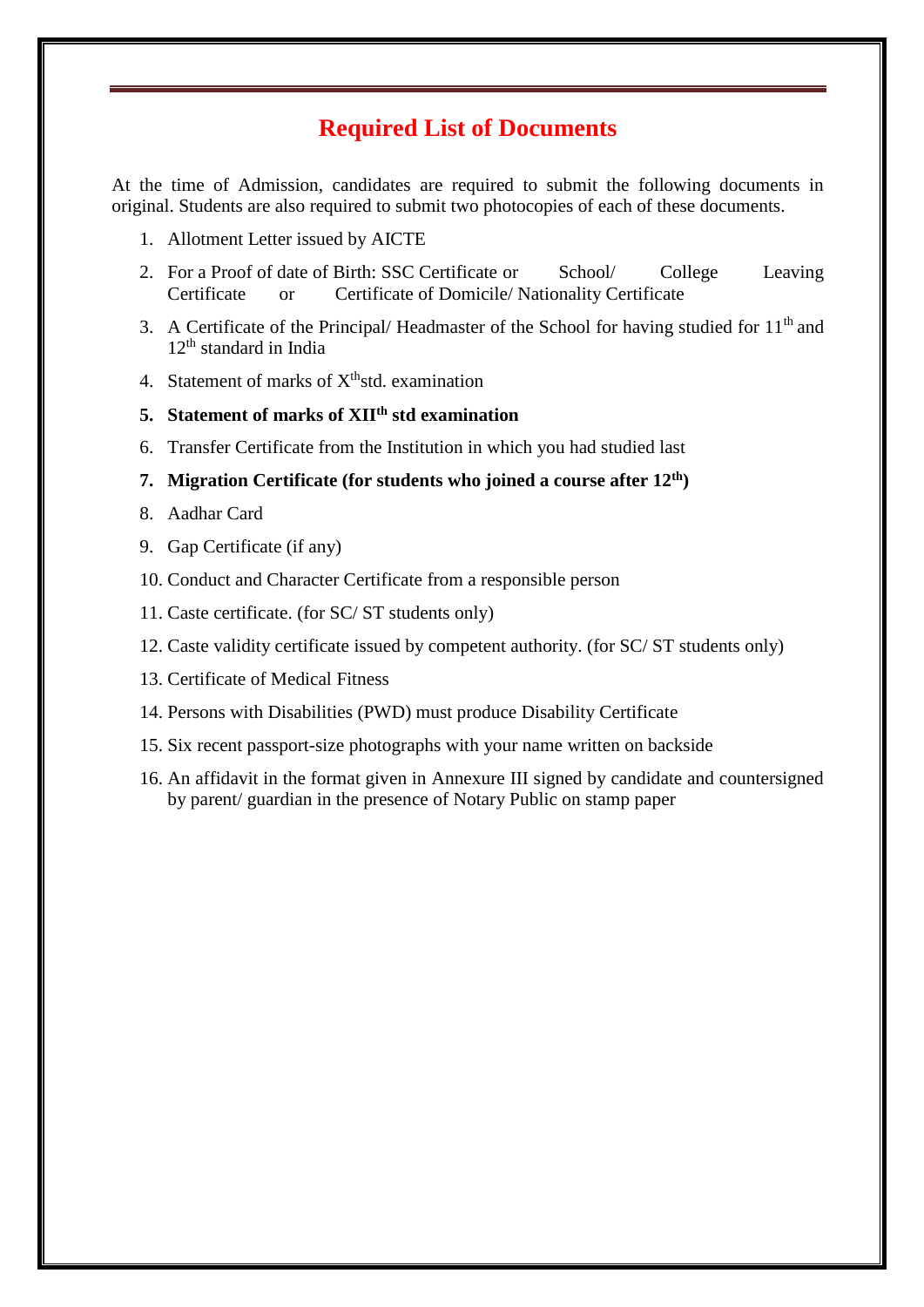## Required List of Documents

At the time of Admission, candidates are required to submit the following documents in original. Students are also required to submit two photocopies of each of these documents.

1. Allotment Letter issued by AICTE
2. For a Proof of date of Birth: SSC Certificate or School/ College Leaving Certificate or Certificate of Domicile/ Nationality Certificate
3. A Certificate of the Principal/ Headmaster of the School for having studied for 11$^{th}$ and 12$^{th}$ standard in India
4. Statement of marks of X$^{th}$std. examination
5. **Statement of marks of XII$^{th}$ std examination**
6. Transfer Certificate from the Institution in which you had studied last
7. **Migration Certificate (for students who joined a course after 12$^{th}$)**
8. Aadhar Card
9. Gap Certificate (if any)
10. Conduct and Character Certificate from a responsible person
11. Caste certificate. (for SC/ ST students only)
12. Caste validity certificate issued by competent authority. (for SC/ ST students only)
13. Certificate of Medical Fitness
14. Persons with Disabilities (PWD) must produce Disability Certificate
15. Six recent passport-size photographs with your name written on backside
16. An affidavit in the format given in Annexure III signed by candidate and countersigned by parent/ guardian in the presence of Notary Public on stamp paper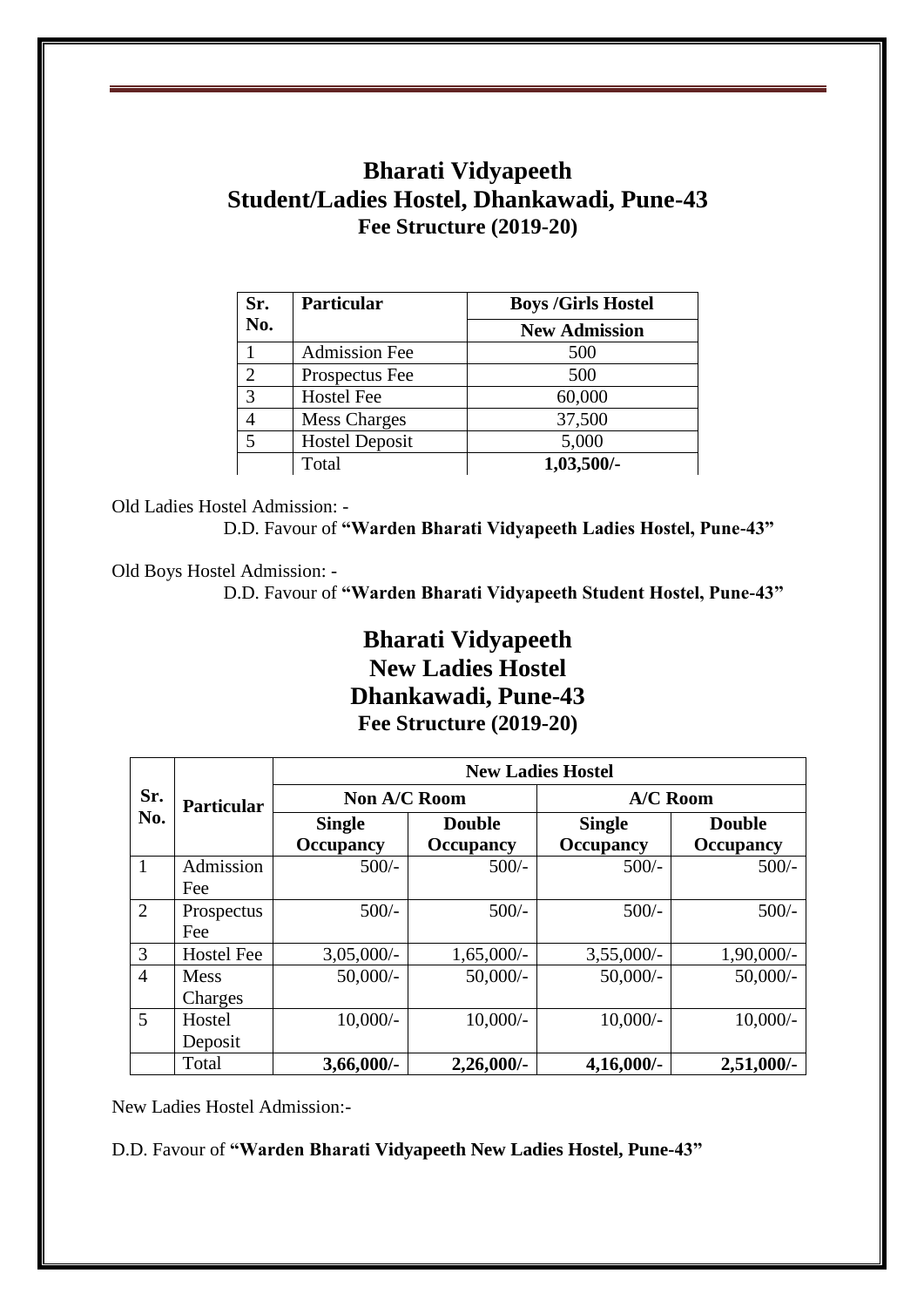# Bharati Vidyapeeth
# Student/Ladies Hostel, Dhankawadi, Pune-43
## Fee Structure (2019-20)

| Sr. No. | Particular | Boys /Girls Hostel |
|---|---|---|
| | | **New Admission** |
| 1 | Admission Fee | 500 |
| 2 | Prospectus Fee | 500 |
| 3 | Hostel Fee | 60,000 |
| 4 | Mess Charges | 37,500 |
| 5 | Hostel Deposit | 5,000 |
| | Total | **1,03,500/-** |

Old Ladies Hostel Admission: -

D.D. Favour of **"Warden Bharati Vidyapeeth Ladies Hostel, Pune-43"**

Old Boys Hostel Admission: -

D.D. Favour of **"Warden Bharati Vidyapeeth Student Hostel, Pune-43"**

# Bharati Vidyapeeth
# New Ladies Hostel
# Dhankawadi, Pune-43
## Fee Structure (2019-20)

| Sr. No. | Particular | New Ladies Hostel | | | |
|---|---|---|---|---|---|
| | | **Non A/C Room** | | **A/C Room** | |
| | | **Single Occupancy** | **Double Occupancy** | **Single Occupancy** | **Double Occupancy** |
| 1 | Admission Fee | 500/- | 500/- | 500/- | 500/- |
| 2 | Prospectus Fee | 500/- | 500/- | 500/- | 500/- |
| 3 | Hostel Fee | 3,05,000/- | 1,65,000/- | 3,55,000/- | 1,90,000/- |
| 4 | Mess Charges | 50,000/- | 50,000/- | 50,000/- | 50,000/- |
| 5 | Hostel Deposit | 10,000/- | 10,000/- | 10,000/- | 10,000/- |
| | Total | **3,66,000/-** | **2,26,000/-** | **4,16,000/-** | **2,51,000/-** |

New Ladies Hostel Admission:-

D.D. Favour of **"Warden Bharati Vidyapeeth New Ladies Hostel, Pune-43"**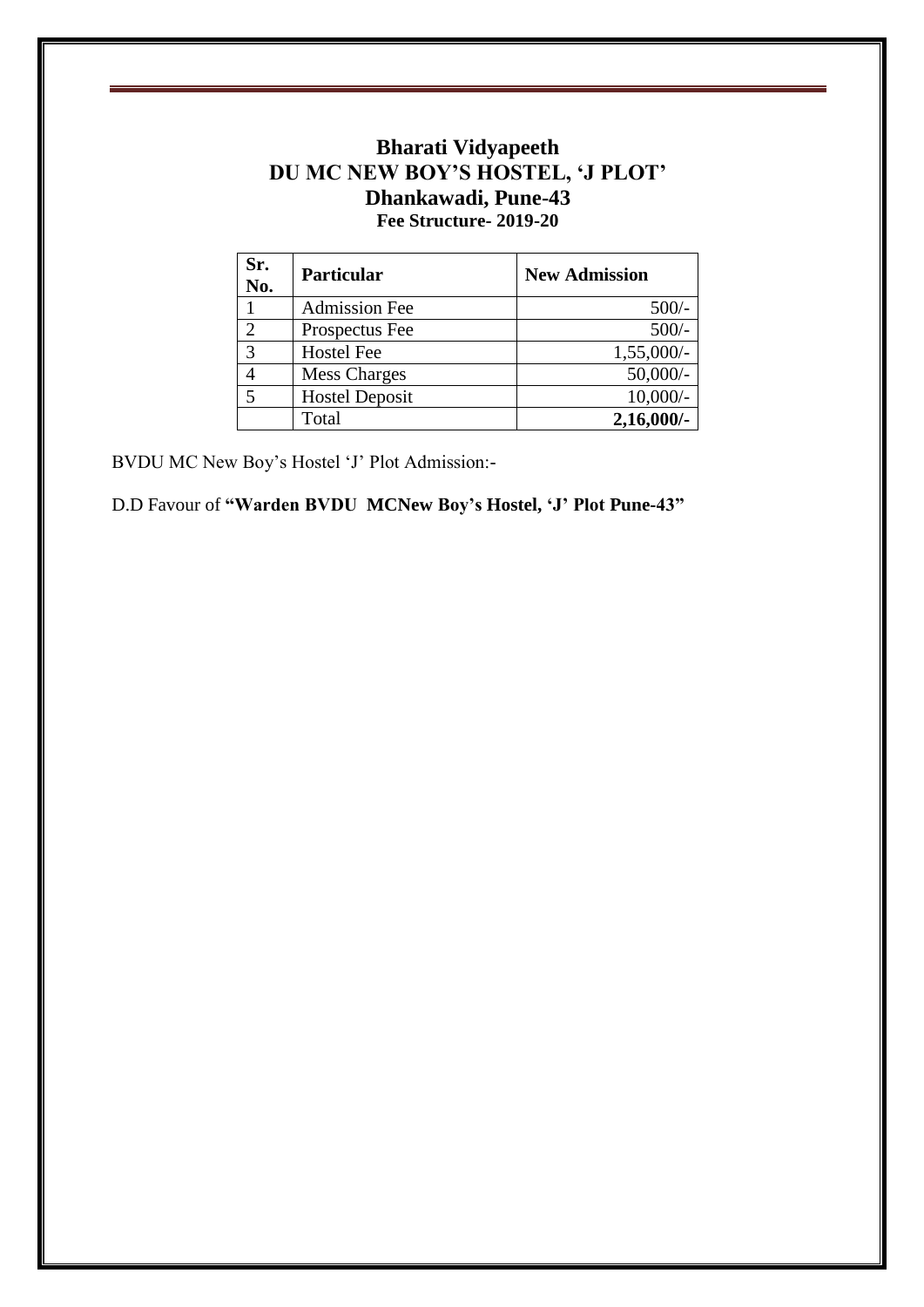# Bharati Vidyapeeth
# DU MC NEW BOY'S HOSTEL, 'J PLOT'
# Dhankawadi, Pune-43
### Fee Structure- 2019-20

| Sr. No. | Particular | New Admission |
|---|---|---|
| 1 | Admission Fee | 500/- |
| 2 | Prospectus Fee | 500/- |
| 3 | Hostel Fee | 1,55,000/- |
| 4 | Mess Charges | 50,000/- |
| 5 | Hostel Deposit | 10,000/- |
| | Total | **2,16,000/-** |

BVDU MC New Boy's Hostel 'J' Plot Admission:-

D.D Favour of **"Warden BVDU MCNew Boy's Hostel, 'J' Plot Pune-43"**